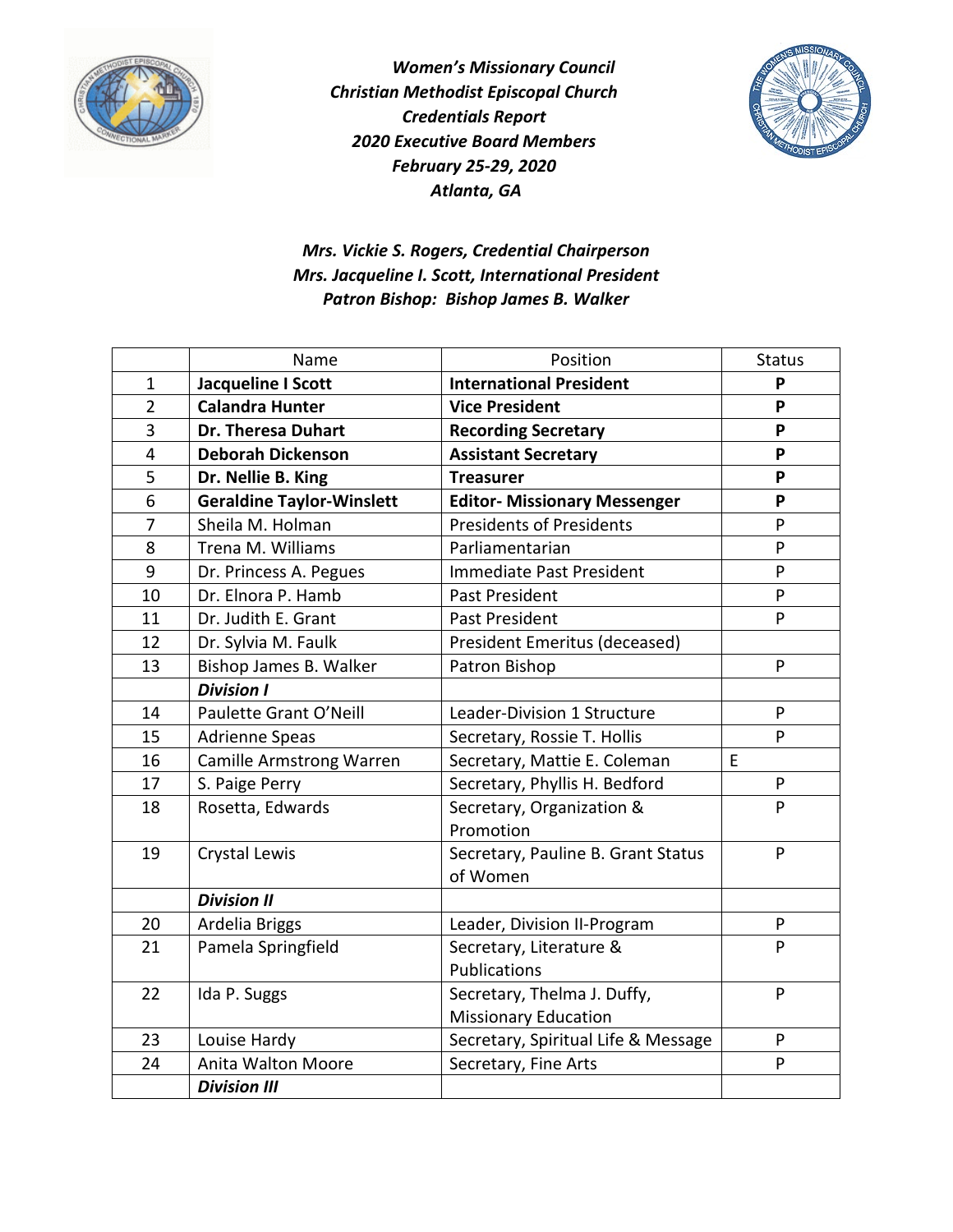***Women's Missionary Council***
***Christian Methodist Episcopal Church***
***Credentials Report***
***2020 Executive Board Members***
***February 25-29, 2020***
***Atlanta, GA***

***Mrs. Vickie S. Rogers, Credential Chairperson***
***Mrs. Jacqueline I. Scott, International President***
***Patron Bishop: Bishop James B. Walker***

| | Name | Position | Status |
|---|---|---|---|
| 1 | **Jacqueline I Scott** | **International President** | **P** |
| 2 | **Calandra Hunter** | **Vice President** | **P** |
| 3 | **Dr. Theresa Duhart** | **Recording Secretary** | **P** |
| 4 | **Deborah Dickenson** | **Assistant Secretary** | **P** |
| 5 | **Dr. Nellie B. King** | **Treasurer** | **P** |
| 6 | **Geraldine Taylor-Winslett** | **Editor- Missionary Messenger** | **P** |
| 7 | Sheila M. Holman | Presidents of Presidents | P |
| 8 | Trena M. Williams | Parliamentarian | P |
| 9 | Dr. Princess A. Pegues | Immediate Past President | P |
| 10 | Dr. Elnora P. Hamb | Past President | P |
| 11 | Dr. Judith E. Grant | Past President | P |
| 12 | Dr. Sylvia M. Faulk | President Emeritus (deceased) | |
| 13 | Bishop James B. Walker | Patron Bishop | P |
| | ***Division I*** | | |
| 14 | Paulette Grant O'Neill | Leader-Division 1 Structure | P |
| 15 | Adrienne Speas | Secretary, Rossie T. Hollis | P |
| 16 | Camille Armstrong Warren | Secretary, Mattie E. Coleman | E |
| 17 | S. Paige Perry | Secretary, Phyllis H. Bedford | P |
| 18 | Rosetta, Edwards | Secretary, Organization & Promotion | P |
| 19 | Crystal Lewis | Secretary, Pauline B. Grant Status of Women | P |
| | ***Division II*** | | |
| 20 | Ardelia Briggs | Leader, Division II-Program | P |
| 21 | Pamela Springfield | Secretary, Literature & Publications | P |
| 22 | Ida P. Suggs | Secretary, Thelma J. Duffy, Missionary Education | P |
| 23 | Louise Hardy | Secretary, Spiritual Life & Message | P |
| 24 | Anita Walton Moore | Secretary, Fine Arts | P |
| | ***Division III*** | | |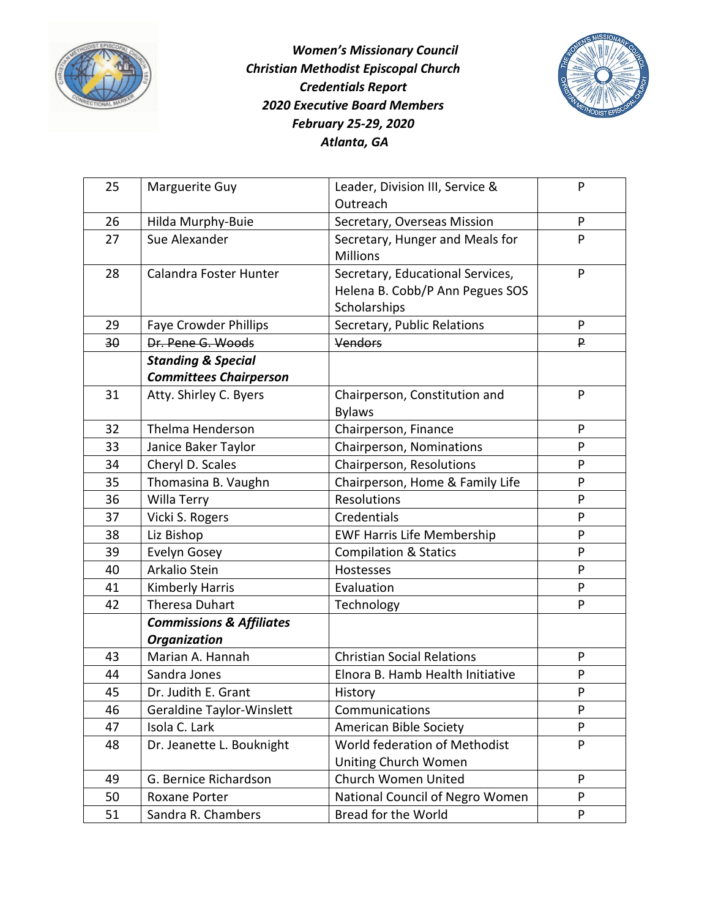***Women's Missionary Council***
***Christian Methodist Episcopal Church***
***Credentials Report***
***2020 Executive Board Members***
***February 25-29, 2020***
***Atlanta, GA***

| | | | |
|---|---|---|---|
| 25 | Marguerite Guy | Leader, Division III, Service & Outreach | P |
| 26 | Hilda Murphy-Buie | Secretary, Overseas Mission | P |
| 27 | Sue Alexander | Secretary, Hunger and Meals for Millions | P |
| 28 | Calandra Foster Hunter | Secretary, Educational Services, Helena B. Cobb/P Ann Pegues SOS Scholarships | P |
| 29 | Faye Crowder Phillips | Secretary, Public Relations | P |
| ~~30~~ | ~~Dr. Pene G. Woods~~ | ~~Vendors~~ | ~~P~~ |
| | ***Standing & Special Committees Chairperson*** | | |
| 31 | Atty. Shirley C. Byers | Chairperson, Constitution and Bylaws | P |
| 32 | Thelma Henderson | Chairperson, Finance | P |
| 33 | Janice Baker Taylor | Chairperson, Nominations | P |
| 34 | Cheryl D. Scales | Chairperson, Resolutions | P |
| 35 | Thomasina B. Vaughn | Chairperson, Home & Family Life | P |
| 36 | Willa Terry | Resolutions | P |
| 37 | Vicki S. Rogers | Credentials | P |
| 38 | Liz Bishop | EWF Harris Life Membership | P |
| 39 | Evelyn Gosey | Compilation & Statics | P |
| 40 | Arkalio Stein | Hostesses | P |
| 41 | Kimberly Harris | Evaluation | P |
| 42 | Theresa Duhart | Technology | P |
| | ***Commissions & Affiliates Organization*** | | |
| 43 | Marian A. Hannah | Christian Social Relations | P |
| 44 | Sandra Jones | Elnora B. Hamb Health Initiative | P |
| 45 | Dr. Judith E. Grant | History | P |
| 46 | Geraldine Taylor-Winslett | Communications | P |
| 47 | Isola C. Lark | American Bible Society | P |
| 48 | Dr. Jeanette L. Bouknight | World federation of Methodist Uniting Church Women | P |
| 49 | G. Bernice Richardson | Church Women United | P |
| 50 | Roxane Porter | National Council of Negro Women | P |
| 51 | Sandra R. Chambers | Bread for the World | P |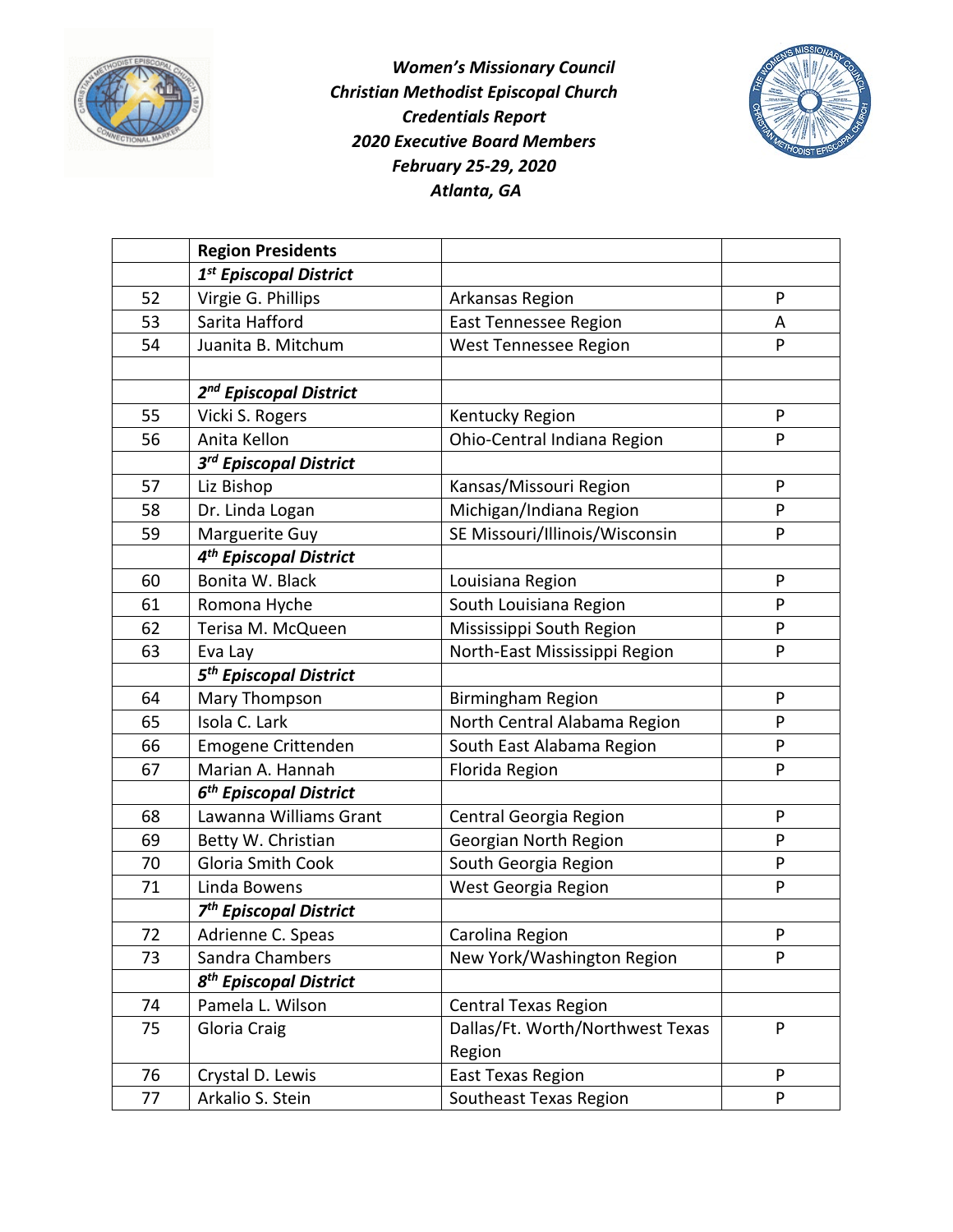***Women's Missionary Council***
***Christian Methodist Episcopal Church***
***Credentials Report***
***2020 Executive Board Members***
***February 25-29, 2020***
***Atlanta, GA***

| | **Region Presidents** | | |
|---|---|---|---|
| | ***1st Episcopal District*** | | |
| 52 | Virgie G. Phillips | Arkansas Region | P |
| 53 | Sarita Hafford | East Tennessee Region | A |
| 54 | Juanita B. Mitchum | West Tennessee Region | P |
| | | | |
| | ***2nd Episcopal District*** | | |
| 55 | Vicki S. Rogers | Kentucky Region | P |
| 56 | Anita Kellon | Ohio-Central Indiana Region | P |
| | ***3rd Episcopal District*** | | |
| 57 | Liz Bishop | Kansas/Missouri Region | P |
| 58 | Dr. Linda Logan | Michigan/Indiana Region | P |
| 59 | Marguerite Guy | SE Missouri/Illinois/Wisconsin | P |
| | ***4th Episcopal District*** | | |
| 60 | Bonita W. Black | Louisiana Region | P |
| 61 | Romona Hyche | South Louisiana Region | P |
| 62 | Terisa M. McQueen | Mississippi South Region | P |
| 63 | Eva Lay | North-East Mississippi Region | P |
| | ***5th Episcopal District*** | | |
| 64 | Mary Thompson | Birmingham Region | P |
| 65 | Isola C. Lark | North Central Alabama Region | P |
| 66 | Emogene Crittenden | South East Alabama Region | P |
| 67 | Marian A. Hannah | Florida Region | P |
| | ***6th Episcopal District*** | | |
| 68 | Lawanna Williams Grant | Central Georgia Region | P |
| 69 | Betty W. Christian | Georgian North Region | P |
| 70 | Gloria Smith Cook | South Georgia Region | P |
| 71 | Linda Bowens | West Georgia Region | P |
| | ***7th Episcopal District*** | | |
| 72 | Adrienne C. Speas | Carolina Region | P |
| 73 | Sandra Chambers | New York/Washington Region | P |
| | ***8th Episcopal District*** | | |
| 74 | Pamela L. Wilson | Central Texas Region | |
| 75 | Gloria Craig | Dallas/Ft. Worth/Northwest Texas Region | P |
| 76 | Crystal D. Lewis | East Texas Region | P |
| 77 | Arkalio S. Stein | Southeast Texas Region | P |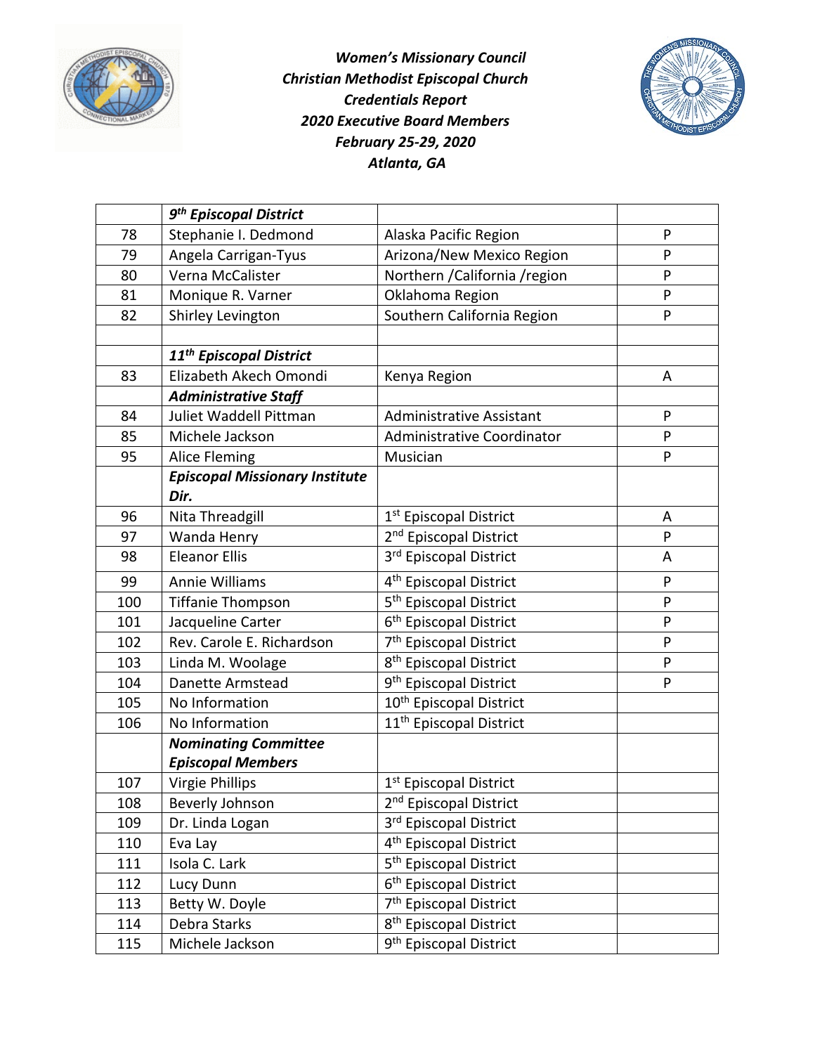***Women's Missionary Council***
***Christian Methodist Episcopal Church***
***Credentials Report***
***2020 Executive Board Members***
***February 25-29, 2020***
***Atlanta, GA***

| | ***9th Episcopal District*** | | |
|---|---|---|---|
| 78 | Stephanie I. Dedmond | Alaska Pacific Region | P |
| 79 | Angela Carrigan-Tyus | Arizona/New Mexico Region | P |
| 80 | Verna McCalister | Northern /California /region | P |
| 81 | Monique R. Varner | Oklahoma Region | P |
| 82 | Shirley Levington | Southern California Region | P |
| | | | |
| | ***11th Episcopal District*** | | |
| 83 | Elizabeth Akech Omondi | Kenya Region | A |
| | ***Administrative Staff*** | | |
| 84 | Juliet Waddell Pittman | Administrative Assistant | P |
| 85 | Michele Jackson | Administrative Coordinator | P |
| 95 | Alice Fleming | Musician | P |
| | ***Episcopal Missionary Institute Dir.*** | | |
| 96 | Nita Threadgill | 1st Episcopal District | A |
| 97 | Wanda Henry | 2nd Episcopal District | P |
| 98 | Eleanor Ellis | 3rd Episcopal District | A |
| 99 | Annie Williams | 4th Episcopal District | P |
| 100 | Tiffanie Thompson | 5th Episcopal District | P |
| 101 | Jacqueline Carter | 6th Episcopal District | P |
| 102 | Rev. Carole E. Richardson | 7th Episcopal District | P |
| 103 | Linda M. Woolage | 8th Episcopal District | P |
| 104 | Danette Armstead | 9th Episcopal District | P |
| 105 | No Information | 10th Episcopal District | |
| 106 | No Information | 11th Episcopal District | |
| | ***Nominating Committee Episcopal Members*** | | |
| 107 | Virgie Phillips | 1st Episcopal District | |
| 108 | Beverly Johnson | 2nd Episcopal District | |
| 109 | Dr. Linda Logan | 3rd Episcopal District | |
| 110 | Eva Lay | 4th Episcopal District | |
| 111 | Isola C. Lark | 5th Episcopal District | |
| 112 | Lucy Dunn | 6th Episcopal District | |
| 113 | Betty W. Doyle | 7th Episcopal District | |
| 114 | Debra Starks | 8th Episcopal District | |
| 115 | Michele Jackson | 9th Episcopal District | |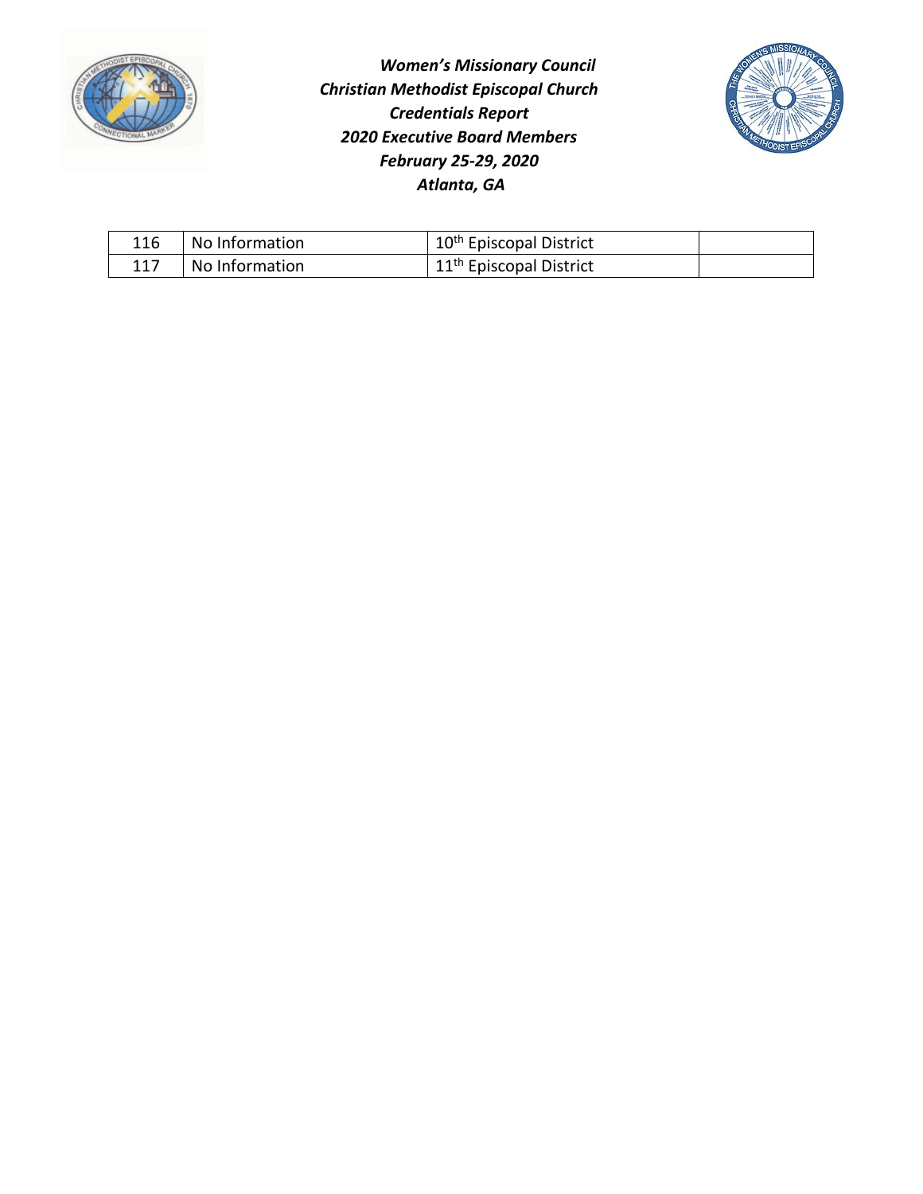***Women's Missionary Council***
***Christian Methodist Episcopal Church***
***Credentials Report***
***2020 Executive Board Members***
***February 25-29, 2020***
***Atlanta, GA***

| | | | |
|---|---|---|---|
| 116 | No Information | 10th Episcopal District | |
| 117 | No Information | 11th Episcopal District | |